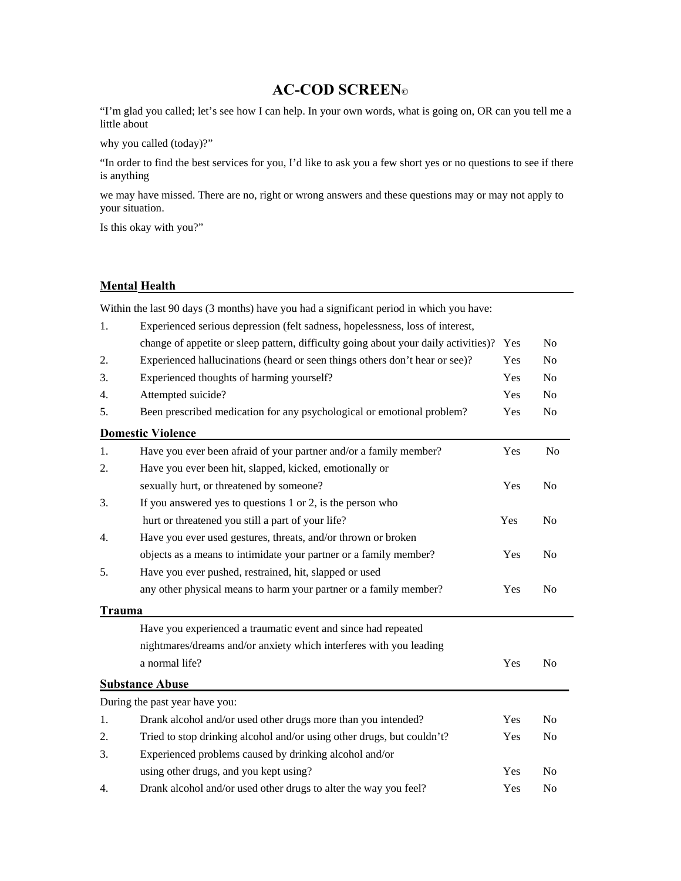# AC-COD SCREEN©

"I'm glad you called; let's see how I can help. In your own words, what is going on, OR can you tell me a little about

why you called (today)?"

"In order to find the best services for you, I'd like to ask you a few short yes or no questions to see if there is anything

we may have missed. There are no, right or wrong answers and these questions may or may not apply to your situation.

Is this okay with you?"

## Mental Health

Within the last 90 days (3 months) have you had a significant period in which you have:

| | | | |
|---|---|---|---|
| 1. | Experienced serious depression (felt sadness, hopelessness, loss of interest, change of appetite or sleep pattern, difficulty going about your daily activities)? | Yes | No |
| 2. | Experienced hallucinations (heard or seen things others don't hear or see)? | Yes | No |
| 3. | Experienced thoughts of harming yourself? | Yes | No |
| 4. | Attempted suicide? | Yes | No |
| 5. | Been prescribed medication for any psychological or emotional problem? | Yes | No |

## Domestic Violence

| | | | |
|---|---|---|---|
| 1. | Have you ever been afraid of your partner and/or a family member? | Yes | No |
| 2. | Have you ever been hit, slapped, kicked, emotionally or sexually hurt, or threatened by someone? | Yes | No |
| 3. | If you answered yes to questions 1 or 2, is the person who hurt or threatened you still a part of your life? | Yes | No |
| 4. | Have you ever used gestures, threats, and/or thrown or broken objects as a means to intimidate your partner or a family member? | Yes | No |
| 5. | Have you ever pushed, restrained, hit, slapped or used any other physical means to harm your partner or a family member? | Yes | No |

## Trauma

| | | |
|---|---|---|
| Have you experienced a traumatic event and since had repeated nightmares/dreams and/or anxiety which interferes with you leading a normal life? | Yes | No |

## Substance Abuse

During the past year have you:

| | | | |
|---|---|---|---|
| 1. | Drank alcohol and/or used other drugs more than you intended? | Yes | No |
| 2. | Tried to stop drinking alcohol and/or using other drugs, but couldn't? | Yes | No |
| 3. | Experienced problems caused by drinking alcohol and/or using other drugs, and you kept using? | Yes | No |
| 4. | Drank alcohol and/or used other drugs to alter the way you feel? | Yes | No |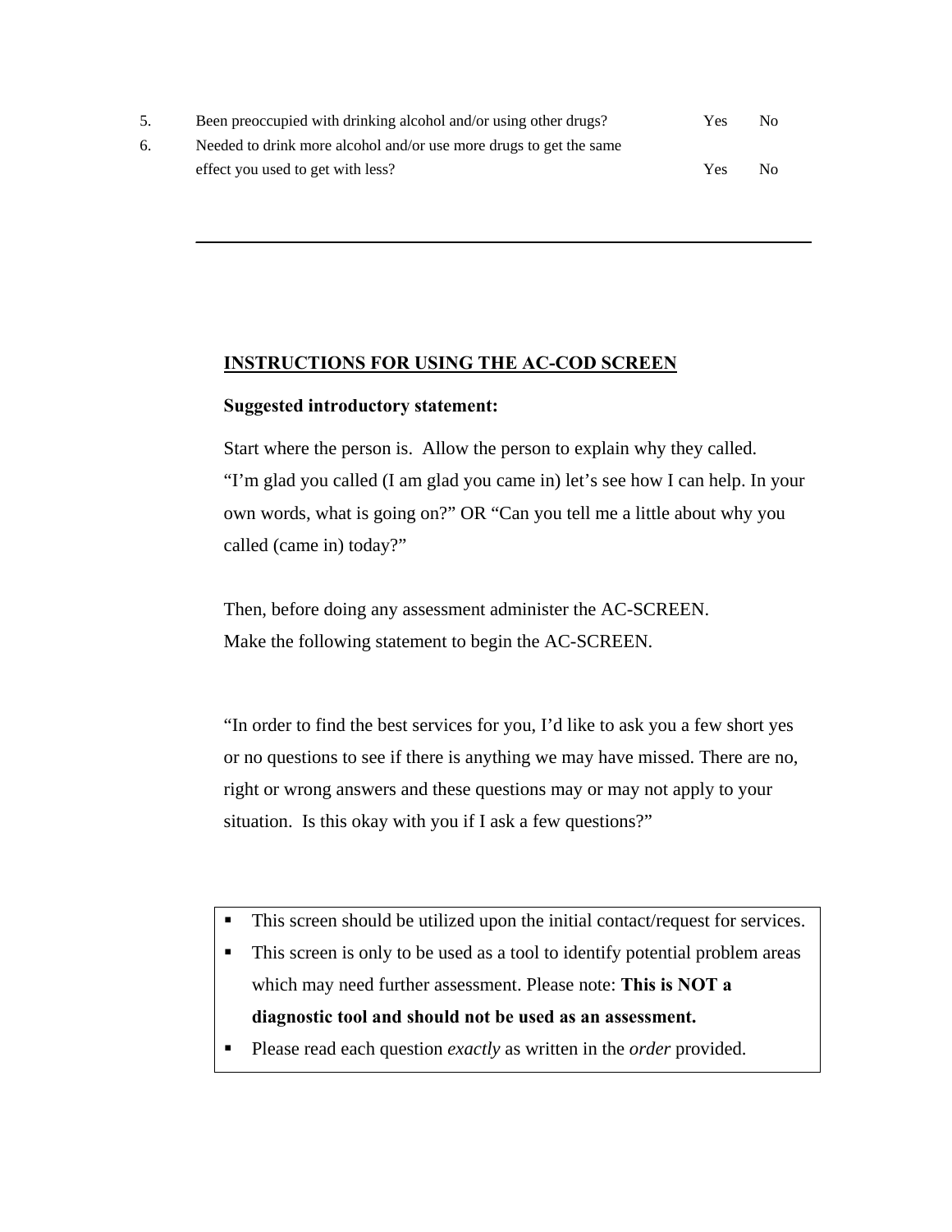5. Been preoccupied with drinking alcohol and/or using other drugs? Yes No
6. Needed to drink more alcohol and/or use more drugs to get the same effect you used to get with less? Yes No

---

## INSTRUCTIONS FOR USING THE AC-COD SCREEN

**Suggested introductory statement:**

Start where the person is. Allow the person to explain why they called. "I'm glad you called (I am glad you came in) let's see how I can help. In your own words, what is going on?" OR "Can you tell me a little about why you called (came in) today?"

Then, before doing any assessment administer the AC-SCREEN. Make the following statement to begin the AC-SCREEN.

"In order to find the best services for you, I'd like to ask you a few short yes or no questions to see if there is anything we may have missed. There are no, right or wrong answers and these questions may or may not apply to your situation. Is this okay with you if I ask a few questions?"

- This screen should be utilized upon the initial contact/request for services.
- This screen is only to be used as a tool to identify potential problem areas which may need further assessment. Please note: **This is NOT a diagnostic tool and should not be used as an assessment.**
- Please read each question *exactly* as written in the *order* provided.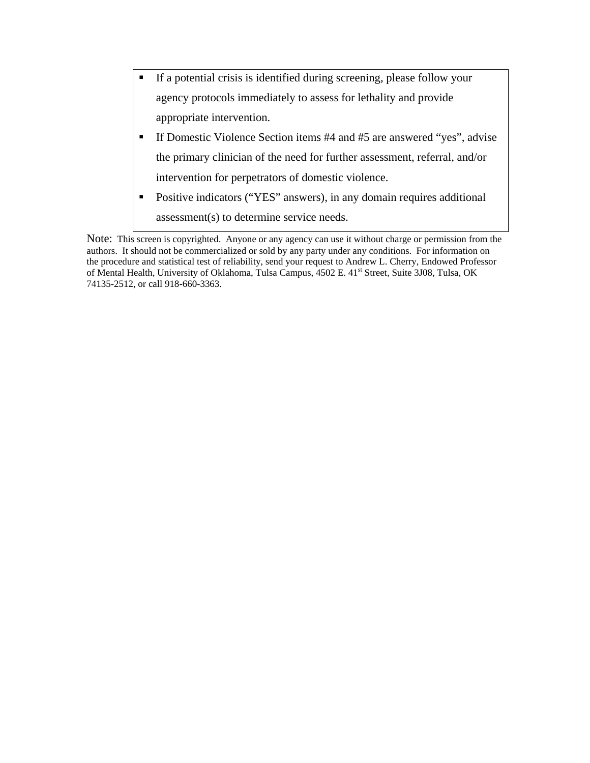- If a potential crisis is identified during screening, please follow your agency protocols immediately to assess for lethality and provide appropriate intervention.
- If Domestic Violence Section items #4 and #5 are answered "yes", advise the primary clinician of the need for further assessment, referral, and/or intervention for perpetrators of domestic violence.
- Positive indicators ("YES" answers), in any domain requires additional assessment(s) to determine service needs.

Note: This screen is copyrighted. Anyone or any agency can use it without charge or permission from the authors. It should not be commercialized or sold by any party under any conditions. For information on the procedure and statistical test of reliability, send your request to Andrew L. Cherry, Endowed Professor of Mental Health, University of Oklahoma, Tulsa Campus, 4502 E. 41st Street, Suite 3J08, Tulsa, OK 74135-2512, or call 918-660-3363.